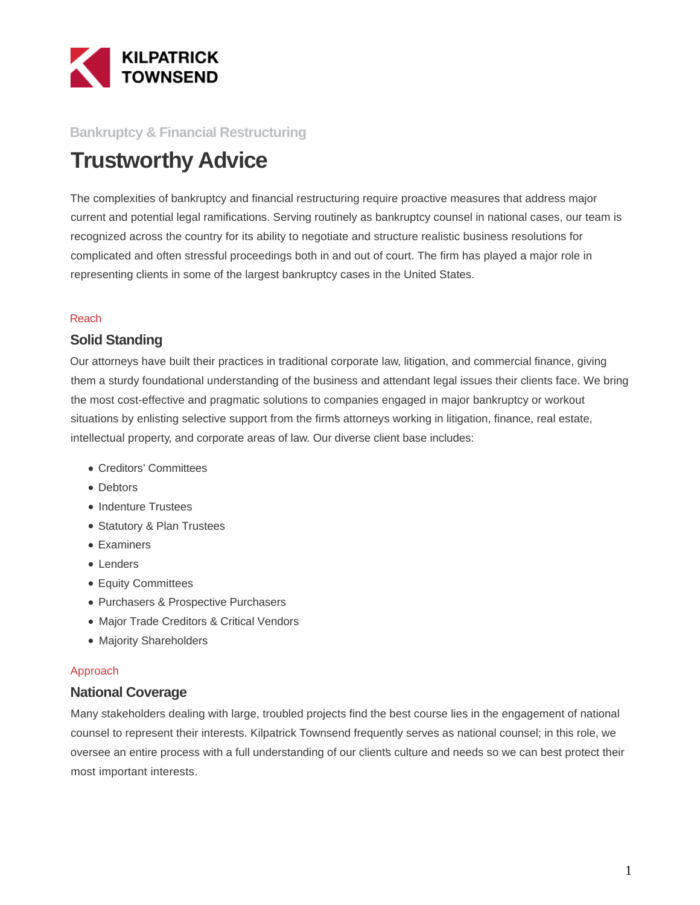KILPATRICK TOWNSEND

Bankruptcy & Financial Restructuring

# Trustworthy Advice

The complexities of bankruptcy and financial restructuring require proactive measures that address major current and potential legal ramifications. Serving routinely as bankruptcy counsel in national cases, our team is recognized across the country for its ability to negotiate and structure realistic business resolutions for complicated and often stressful proceedings both in and out of court. The firm has played a major role in representing clients in some of the largest bankruptcy cases in the United States.

Reach

## Solid Standing

Our attorneys have built their practices in traditional corporate law, litigation, and commercial finance, giving them a sturdy foundational understanding of the business and attendant legal issues their clients face. We bring the most cost-effective and pragmatic solutions to companies engaged in major bankruptcy or workout situations by enlisting selective support from the firm's attorneys working in litigation, finance, real estate, intellectual property, and corporate areas of law. Our diverse client base includes:

- Creditors' Committees
- Debtors
- Indenture Trustees
- Statutory & Plan Trustees
- Examiners
- Lenders
- Equity Committees
- Purchasers & Prospective Purchasers
- Major Trade Creditors & Critical Vendors
- Majority Shareholders

Approach

## National Coverage

Many stakeholders dealing with large, troubled projects find the best course lies in the engagement of national counsel to represent their interests. Kilpatrick Townsend frequently serves as national counsel; in this role, we oversee an entire process with a full understanding of our client's culture and needs so we can best protect their most important interests.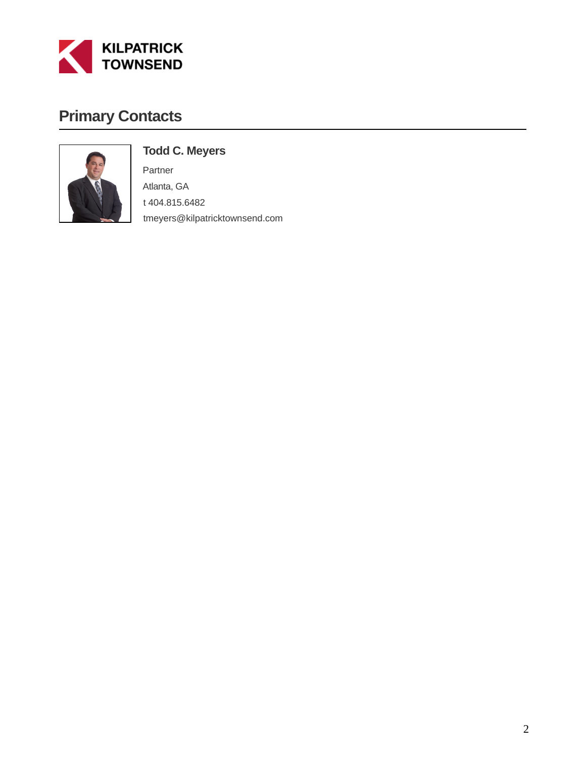KILPATRICK TOWNSEND

## Primary Contacts

### Todd C. Meyers

Partner

Atlanta, GA

t 404.815.6482

tmeyers@kilpatricktownsend.com